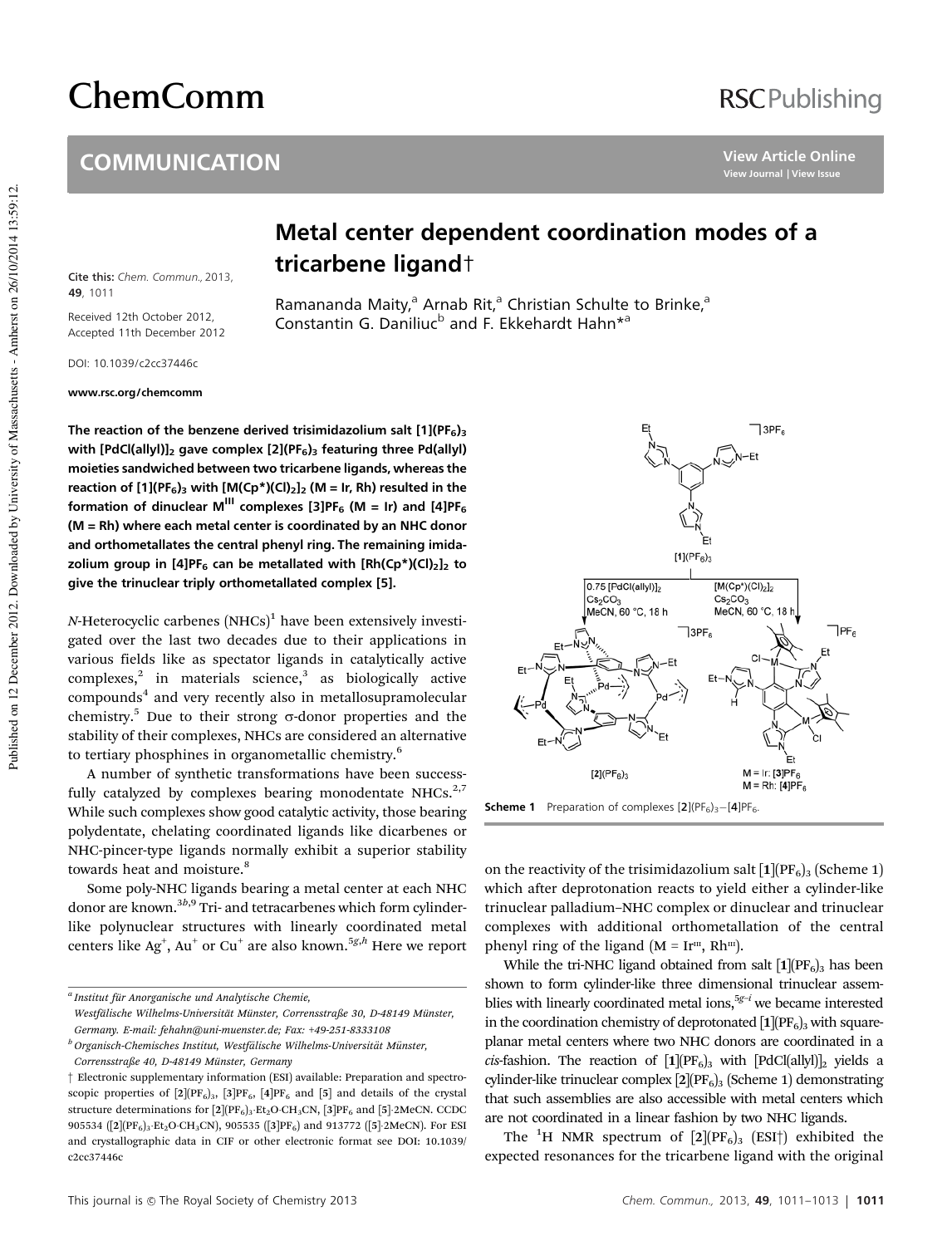# Metal center dependent coordination modes of a tricarbene ligand†

Cite this: *Chem. Commun.*, 2013, **49**, 1011

Received 12th October 2012, Accepted 11th December 2012

DOI: 10.1039/c2cc37446c

www.rsc.org/chemcomm

Ramananda Maity,[a] Arnab Rit,[a] Christian Schulte to Brinke,[a] Constantin G. Daniliuc[b] and F. Ekkehardt Hahn*[a]

**The reaction of the benzene derived trisimidazolium salt [1]$(PF_6)_3$ with $[PdCl(allyl)]_2$ gave complex [2]$(PF_6)_3$ featuring three Pd(allyl) moieties sandwiched between two tricarbene ligands, whereas the reaction of [1]$(PF_6)_3$ with $[M(Cp^*)(Cl)_2]_2$ (M = Ir, Rh) resulted in the formation of dinuclear $M^{III}$ complexes [3]$PF_6$ (M = Ir) and [4]$PF_6$ (M = Rh) where each metal center is coordinated by an NHC donor and orthometallates the central phenyl ring. The remaining imidazolium group in [4]$PF_6$ can be metallated with $[Rh(Cp^*)(Cl)_2]_2$ to give the trinuclear triply orthometallated complex [5].**

*N*-Heterocyclic carbenes (NHCs)[1] have been extensively investigated over the last two decades due to their applications in various fields like as spectator ligands in catalytically active complexes,[2] in materials science,[3] as biologically active compounds[4] and very recently also in metallosupramolecular chemistry.[5] Due to their strong σ-donor properties and the stability of their complexes, NHCs are considered an alternative to tertiary phosphines in organometallic chemistry.[6]

A number of synthetic transformations have been successfully catalyzed by complexes bearing monodentate NHCs.[2,7] While such complexes show good catalytic activity, those bearing polydentate, chelating coordinated ligands like dicarbenes or NHC-pincer-type ligands normally exhibit a superior stability towards heat and moisture.[8]

Some poly-NHC ligands bearing a metal center at each NHC donor are known.[3b,9] Tri- and tetracarbenes which form cylinder-like polynuclear structures with linearly coordinated metal centers like $Ag^+$, $Au^+$ or $Cu^+$ are also known.[5g,h] Here we report on the reactivity of the trisimidazolium salt [1]$(PF_6)_3$ (Scheme 1) which after deprotonation reacts to yield either a cylinder-like trinuclear palladium–NHC complex or dinuclear and trinuclear complexes with additional orthometallation of the central phenyl ring of the ligand (M = $Ir^{III}$, $Rh^{III}$).

Scheme 1 Preparation of complexes [2]$(PF_6)_3$–[4]$PF_6$.

While the tri-NHC ligand obtained from salt [1]$(PF_6)_3$ has been shown to form cylinder-like three dimensional trinuclear assemblies with linearly coordinated metal ions,[5g–i] we became interested in the coordination chemistry of deprotonated [1]$(PF_6)_3$ with square-planar metal centers where two NHC donors are coordinated in a *cis*-fashion. The reaction of [1]$(PF_6)_3$ with $[PdCl(allyl)]_2$ yields a cylinder-like trinuclear complex [2]$(PF_6)_3$ (Scheme 1) demonstrating that such assemblies are also accessible with metal centers which are not coordinated in a linear fashion by two NHC ligands.

The $^1H$ NMR spectrum of [2]$(PF_6)_3$ (ESI†) exhibited the expected resonances for the tricarbene ligand with the original

---

[a] Institut für Anorganische und Analytische Chemie, Westfälische Wilhelms-Universität Münster, Corrensstraße 30, D-48149 Münster, Germany. E-mail: fehahn@uni-muenster.de; Fax: +49-251-8333108

[b] Organisch-Chemisches Institut, Westfälische Wilhelms-Universität Münster, Corrensstraße 40, D-48149 Münster, Germany

† Electronic supplementary information (ESI) available: Preparation and spectroscopic properties of [2]$(PF_6)_3$, [3]$PF_6$, [4]$PF_6$ and [5] and details of the crystal structure determinations for [2]$(PF_6)_3\cdot Et_2O\cdot CH_3CN$, [3]$PF_6$ and [5]·2MeCN. CCDC 905534 ([2]$(PF_6)_3\cdot Et_2O\cdot CH_3CN$), 905535 ([3]$PF_6$) and 913772 ([5]·2MeCN). For ESI and crystallographic data in CIF or other electronic format see DOI: 10.1039/c2cc37446c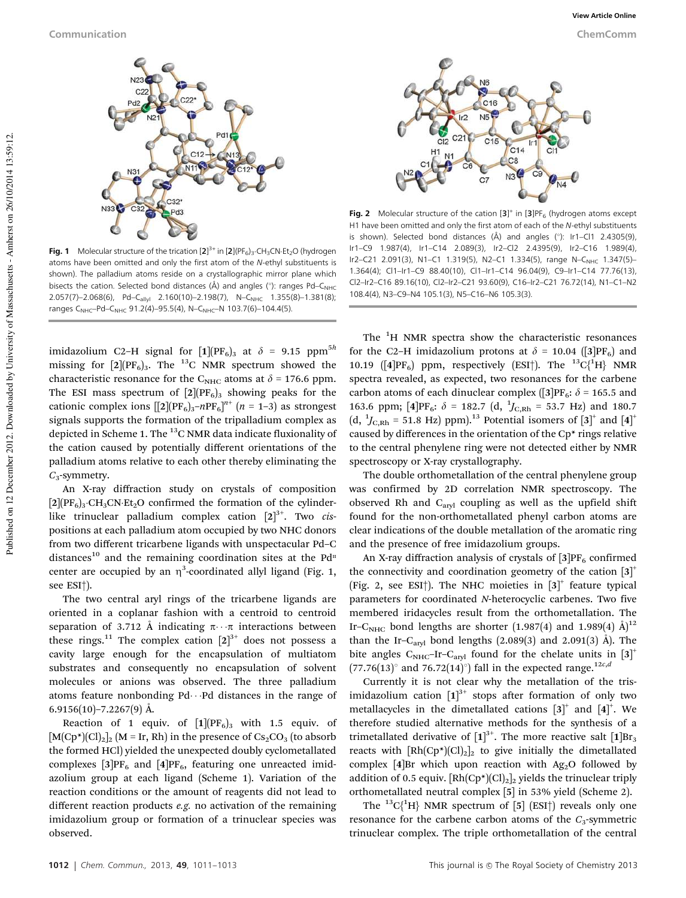**Fig. 1** Molecular structure of the trication $[\mathbf{2}]^{3+}$ in $[\mathbf{2}](PF_6)_3 \cdot CH_3CN \cdot Et_2O$ (hydrogen atoms have been omitted and only the first atom of the N-ethyl substituents is shown). The palladium atoms reside on a crystallographic mirror plane which bisects the cation. Selected bond distances (Å) and angles (°): ranges Pd–$C_{NHC}$ 2.057(7)–2.068(6), Pd–$C_{allyl}$ 2.160(10)–2.198(7), N–$C_{NHC}$ 1.355(8)–1.381(8); ranges $C_{NHC}$–Pd–$C_{NHC}$ 91.2(4)–95.5(4), N–$C_{NHC}$–N 103.7(6)–104.4(5).

**Fig. 2** Molecular structure of the cation $[\mathbf{3}]^{+}$ in $[\mathbf{3}]PF_6$ (hydrogen atoms except H1 have been omitted and only the first atom of each of the N-ethyl substituents is shown). Selected bond distances (Å) and angles (°): Ir1–Cl1 2.4305(9), Ir1–C9 1.987(4), Ir1–C14 2.089(3), Ir2–Cl2 2.4395(9), Ir2–C16 1.989(4), Ir2–C21 2.091(3), N1–C1 1.319(5), N2–C1 1.334(5), range N–$C_{NHC}$ 1.347(5)–1.364(4); Cl1–Ir1–C9 88.40(10), Cl1–Ir1–C14 96.04(9), C9–Ir1–C14 77.76(13), Cl2–Ir2–C16 89.16(10), Cl2–Ir2–C21 93.60(9), C16–Ir2–C21 76.72(14), N1–C1–N2 108.4(4), N3–C9–N4 105.1(3), N5–C16–N6 105.3(3).

imidazolium C2–H signal for $[\mathbf{1}](PF_6)_3$ at $\delta$ = 9.15 ppm[5h] missing for $[\mathbf{2}](PF_6)_3$. The $^{13}C$ NMR spectrum showed the characteristic resonance for the $C_{NHC}$ atoms at $\delta$ = 176.6 ppm. The ESI mass spectrum of $[\mathbf{2}](PF_6)_3$ showing peaks for the cationic complex ions $[[\mathbf{2}](PF_6)_3\text{–}nPF_6]^{n+}$ ($n$ = 1–3) as strongest signals supports the formation of the tripalladium complex as depicted in Scheme 1. The $^{13}C$ NMR data indicate fluxionality of the cation caused by potentially different orientations of the palladium atoms relative to each other thereby eliminating the $C_3$-symmetry.

An X-ray diffraction study on crystals of composition $[\mathbf{2}](PF_6)_3 \cdot CH_3CN \cdot Et_2O$ confirmed the formation of the cylinder-like trinuclear palladium complex cation $[\mathbf{2}]^{3+}$. Two *cis*-positions at each palladium atom occupied by two NHC donors from two different tricarbene ligands with unspectacular Pd–C distances[10] and the remaining coordination sites at the $Pd^{II}$ center are occupied by an $\eta^3$-coordinated allyl ligand (Fig. 1, see ESI†).

The two central aryl rings of the tricarbene ligands are oriented in a coplanar fashion with a centroid to centroid separation of 3.712 Å indicating $\pi \cdots \pi$ interactions between these rings.[11] The complex cation $[\mathbf{2}]^{3+}$ does not possess a cavity large enough for the encapsulation of multiatom substrates and consequently no encapsulation of solvent molecules or anions was observed. The three palladium atoms feature nonbonding Pd···Pd distances in the range of 6.9156(10)–7.2267(9) Å.

Reaction of 1 equiv. of $[\mathbf{1}](PF_6)_3$ with 1.5 equiv. of $[M(Cp^*)(Cl)_2]_2$ (M = Ir, Rh) in the presence of $Cs_2CO_3$ (to absorb the formed HCl) yielded the unexpected doubly cyclometallated complexes $[\mathbf{3}]PF_6$ and $[\mathbf{4}]PF_6$, featuring one unreacted imidazolium group at each ligand (Scheme 1). Variation of the reaction conditions or the amount of reagents did not lead to different reaction products *e.g.* no activation of the remaining imidazolium group or formation of a trinuclear species was observed.

The $^1H$ NMR spectra show the characteristic resonances for the C2–H imidazolium protons at $\delta$ = 10.04 ($[\mathbf{3}]PF_6$) and 10.19 ($[\mathbf{4}]PF_6$) ppm, respectively (ESI†). The $^{13}C\{^1H\}$ NMR spectra revealed, as expected, two resonances for the carbene carbon atoms of each dinuclear complex ($[\mathbf{3}]PF_6$: $\delta$ = 165.5 and 163.6 ppm; $[\mathbf{4}]PF_6$: $\delta$ = 182.7 (d, $^1J_{C,Rh}$ = 53.7 Hz) and 180.7 (d, $^1J_{C,Rh}$ = 51.8 Hz) ppm).[13] Potential isomers of $[\mathbf{3}]^+$ and $[\mathbf{4}]^+$ caused by differences in the orientation of the Cp* rings relative to the central phenylene ring were not detected either by NMR spectroscopy or X-ray crystallography.

The double orthometallation of the central phenylene group was confirmed by 2D correlation NMR spectroscopy. The observed Rh and $C_{aryl}$ coupling as well as the upfield shift found for the non-orthometallated phenyl carbon atoms are clear indications of the double metallation of the aromatic ring and the presence of free imidazolium groups.

An X-ray diffraction analysis of crystals of $[\mathbf{3}]PF_6$ confirmed the connectivity and coordination geometry of the cation $[\mathbf{3}]^+$ (Fig. 2, see ESI†). The NHC moieties in $[\mathbf{3}]^+$ feature typical parameters for coordinated N-heterocyclic carbenes. Two five membered iridacycles result from the orthometallation. The Ir–$C_{NHC}$ bond lengths are shorter (1.987(4) and 1.989(4) Å)[12] than the Ir–$C_{aryl}$ bond lengths (2.089(3) and 2.091(3) Å). The bite angles $C_{NHC}$–Ir–$C_{aryl}$ found for the chelate units in $[\mathbf{3}]^+$ (77.76(13)° and 76.72(14)°) fall in the expected range.[12c,d]

Currently it is not clear why the metallation of the tris-imidazolium cation $[\mathbf{1}]^{3+}$ stops after formation of only two metallacycles in the dimetallated cations $[\mathbf{3}]^+$ and $[\mathbf{4}]^+$. We therefore studied alternative methods for the synthesis of a trimetallated derivative of $[\mathbf{1}]^{3+}$. The more reactive salt $[\mathbf{1}]Br_3$ reacts with $[Rh(Cp^*)(Cl)_2]_2$ to give initially the dimetallated complex $[\mathbf{4}]Br$ which upon reaction with $Ag_2O$ followed by addition of 0.5 equiv. $[Rh(Cp^*)(Cl)_2]_2$ yields the trinuclear triply orthometallated neutral complex $[\mathbf{5}]$ in 53% yield (Scheme 2).

The $^{13}C\{^1H\}$ NMR spectrum of $[\mathbf{5}]$ (ESI†) reveals only one resonance for the carbene carbon atoms of the $C_3$-symmetric trinuclear complex. The triple orthometallation of the central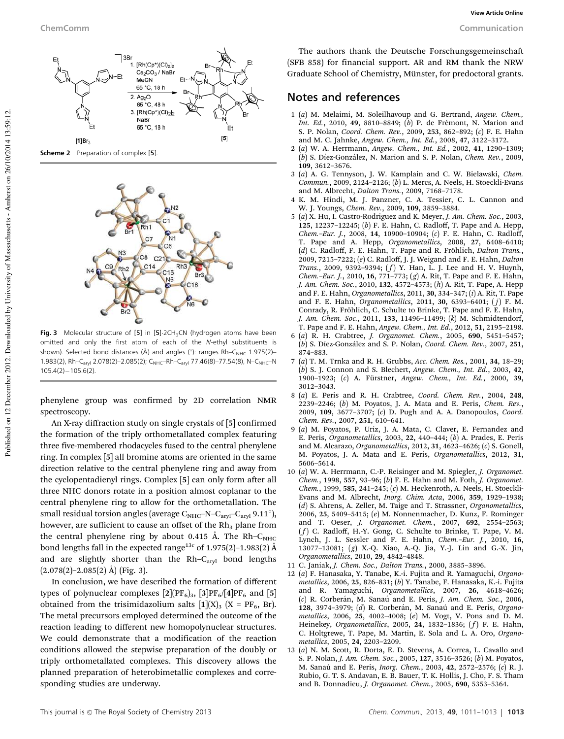Scheme 2 Preparation of complex [5].

Fig. 3 Molecular structure of [5] in [5]·2CH$_3$CN (hydrogen atoms have been omitted and only the first atom of each of the N-ethyl substituents is shown). Selected bond distances (Å) and angles (°): ranges Rh–C$_{NHC}$ 1.975(2)–1.983(2), Rh–C$_{aryl}$ 2.078(2)–2.085(2); C$_{NHC}$–Rh–C$_{aryl}$ 77.46(8)–77.54(8), N–C$_{NHC}$–N 105.4(2)–105.6(2).

phenylene group was confirmed by 2D correlation NMR spectroscopy.

An X-ray diffraction study on single crystals of [5] confirmed the formation of the triply orthometallated complex featuring three five-membered rhodacycles fused to the central phenylene ring. In complex [5] all bromine atoms are oriented in the same direction relative to the central phenylene ring and away from the cyclopentadienyl rings. Complex [5] can only form after all three NHC donors rotate in a position almost coplanar to the central phenylene ring to allow for the orthometallation. The small residual torsion angles (average C$_{NHC}$–N–C$_{aryl}$–C$_{aryl}$ 9.11°), however, are sufficient to cause an offset of the Rh$_3$ plane from the central phenylene ring by about 0.415 Å. The Rh–C$_{NHC}$ bond lengths fall in the expected range[13c] of 1.975(2)–1.983(2) Å and are slightly shorter than the Rh–C$_{aryl}$ bond lengths (2.078(2)–2.085(2) Å) (Fig. 3).

In conclusion, we have described the formation of different types of polynuclear complexes [2](PF$_6$)$_3$, [3]PF$_6$/[4]PF$_6$ and [5] obtained from the trisimidazolium salts [1](X)$_3$ (X = PF$_6$, Br). The metal precursors employed determined the outcome of the reaction leading to different new homopolynuclear structures. We could demonstrate that a modification of the reaction conditions allowed the stepwise preparation of the doubly or triply orthometallated complexes. This discovery allows the planned preparation of heterobimetallic complexes and corresponding studies are underway.

The authors thank the Deutsche Forschungsgemeinschaft (SFB 858) for financial support. AR and RM thank the NRW Graduate School of Chemistry, Münster, for predoctoral grants.

## Notes and references

1 (a) M. Melaimi, M. Soleilhavoup and G. Bertrand, *Angew. Chem., Int. Ed.*, 2010, **49**, 8810–8849; (b) P. de Frémont, N. Marion and S. P. Nolan, *Coord. Chem. Rev.*, 2009, **253**, 862–892; (c) F. E. Hahn and M. C. Jahnke, *Angew. Chem., Int. Ed.*, 2008, **47**, 3122–3172.

2 (a) W. A. Herrmann, *Angew. Chem., Int. Ed.*, 2002, **41**, 1290–1309; (b) S. Díez-González, N. Marion and S. P. Nolan, *Chem. Rev.*, 2009, **109**, 3612–3676.

3 (a) A. G. Tennyson, J. W. Kamplain and C. W. Bielawski, *Chem. Commun.*, 2009, 2124–2126; (b) L. Mercs, A. Neels, H. Stoeckli-Evans and M. Albrecht, *Dalton Trans.*, 2009, 7168–7178.

4 K. M. Hindi, M. J. Panzner, C. A. Tessier, C. L. Cannon and W. J. Youngs, *Chem. Rev.*, 2009, **109**, 3859–3884.

5 (a) X. Hu, I. Castro-Rodriguez and K. Meyer, *J. Am. Chem. Soc.*, 2003, **125**, 12237–12245; (b) F. E. Hahn, C. Radloff, T. Pape and A. Hepp, *Chem.–Eur. J.*, 2008, **14**, 10900–10904; (c) F. E. Hahn, C. Radloff, T. Pape and A. Hepp, *Organometallics*, 2008, **27**, 6408–6410; (d) C. Radloff, F. E. Hahn, T. Pape and R. Fröhlich, *Dalton Trans.*, 2009, 7215–7222; (e) C. Radloff, J. J. Weigand and F. E. Hahn, *Dalton Trans.*, 2009, 9392–9394; (f) Y. Han, L. J. Lee and H. V. Huynh, *Chem.–Eur. J.*, 2010, **16**, 771–773; (g) A. Rit, T. Pape and F. E. Hahn, *J. Am. Chem. Soc.*, 2010, **132**, 4572–4573; (h) A. Rit, T. Pape, A. Hepp and F. E. Hahn, *Organometallics*, 2011, **30**, 334–347; (i) A. Rit, T. Pape and F. E. Hahn, *Organometallics*, 2011, **30**, 6393–6401; (j) F. M. Conrady, R. Fröhlich, C. Schulte to Brinke, T. Pape and F. E. Hahn, *J. Am. Chem. Soc.*, 2011, **133**, 11496–11499; (k) M. Schmidtendorf, T. Pape and F. E. Hahn, *Angew. Chem., Int. Ed.*, 2012, **51**, 2195–2198.

6 (a) R. H. Crabtree, *J. Organomet. Chem.*, 2005, **690**, 5451–5457; (b) S. Díez-González and S. P. Nolan, *Coord. Chem. Rev.*, 2007, **251**, 874–883.

7 (a) T. M. Trnka and R. H. Grubbs, *Acc. Chem. Res.*, 2001, **34**, 18–29; (b) S. J. Connon and S. Blechert, *Angew. Chem., Int. Ed.*, 2003, **42**, 1900–1923; (c) A. Fürstner, *Angew. Chem., Int. Ed.*, 2000, **39**, 3012–3043.

8 (a) E. Peris and R. H. Crabtree, *Coord. Chem. Rev.*, 2004, **248**, 2239–2246; (b) M. Poyatos, J. A. Mata and E. Peris, *Chem. Rev.*, 2009, **109**, 3677–3707; (c) D. Pugh and A. A. Danopoulos, *Coord. Chem. Rev.*, 2007, **251**, 610–641.

9 (a) M. Poyatos, P. Uriz, J. A. Mata, C. Claver, E. Fernandez and E. Peris, *Organometallics*, 2003, **22**, 440–444; (b) A. Prades, E. Peris and M. Alcarazo, *Organometallics*, 2012, **31**, 4623–4626; (c) S. Gonell, M. Poyatos, J. A. Mata and E. Peris, *Organometallics*, 2012, **31**, 5606–5614.

10 (a) W. A. Herrmann, C.-P. Reisinger and M. Spiegler, *J. Organomet. Chem.*, 1998, **557**, 93–96; (b) F. E. Hahn and M. Foth, *J. Organomet. Chem.*, 1999, **585**, 241–245; (c) M. Heckenroth, A. Neels, H. Stoeckli-Evans and M. Albrecht, *Inorg. Chim. Acta*, 2006, **359**, 1929–1938; (d) S. Ahrens, A. Zeller, M. Taige and T. Strassner, *Organometallics*, 2006, **25**, 5409–5415; (e) M. Nonnenmacher, D. Kunz, F. Rominger and T. Oeser, *J. Organomet. Chem.*, 2007, **692**, 2554–2563; (f) C. Radloff, H.-Y. Gong, C. Schulte to Brinke, T. Pape, V. M. Lynch, J. L. Sessler and F. E. Hahn, *Chem.–Eur. J.*, 2010, **16**, 13077–13081; (g) X.-Q. Xiao, A.-Q. Jia, Y.-J. Lin and G.-X. Jin, *Organometallics*, 2010, **29**, 4842–4848.

11 C. Janiak, *J. Chem. Soc., Dalton Trans.*, 2000, 3885–3896.

12 (a) F. Hanasaka, Y. Tanabe, K.-i. Fujita and R. Yamaguchi, *Organometallics*, 2006, **25**, 826–831; (b) Y. Tanabe, F. Hanasaka, K.-i. Fujita and R. Yamaguchi, *Organometallics*, 2007, **26**, 4618–4626; (c) R. Corberán, M. Sanaú and E. Peris, *J. Am. Chem. Soc.*, 2006, **128**, 3974–3979; (d) R. Corberán, M. Sanaú and E. Peris, *Organometallics*, 2006, **25**, 4002–4008; (e) M. Vogt, V. Pons and D. M. Heinekey, *Organometallics*, 2005, **24**, 1832–1836; (f) F. E. Hahn, C. Holtgrewe, T. Pape, M. Martin, E. Sola and L. A. Oro, *Organometallics*, 2005, **24**, 2203–2209.

13 (a) N. M. Scott, R. Dorta, E. D. Stevens, A. Correa, L. Cavallo and S. P. Nolan, *J. Am. Chem. Soc.*, 2005, **127**, 3516–3526; (b) M. Poyatos, M. Sanaú and E. Peris, *Inorg. Chem.*, 2003, **42**, 2572–2576; (c) R. J. Rubio, G. T. S. Andavan, E. B. Bauer, T. K. Hollis, J. Cho, F. S. Tham and B. Donnadieu, *J. Organomet. Chem.*, 2005, **690**, 5353–5364.